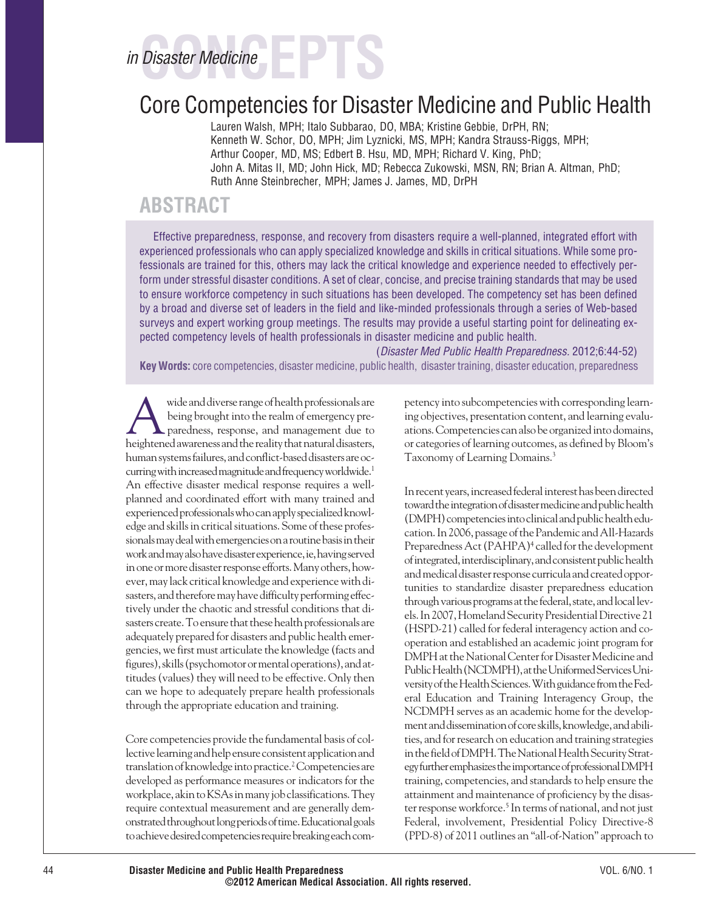*in Disaster Medicine* CONCEPTS

# Core Competencies for Disaster Medicine and Public Health

Lauren Walsh, MPH; Italo Subbarao, DO, MBA; Kristine Gebbie, DrPH, RN; Kenneth W. Schor, DO, MPH; Jim Lyznicki, MS, MPH; Kandra Strauss-Riggs, MPH; Arthur Cooper, MD, MS; Edbert B. Hsu, MD, MPH; Richard V. King, PhD; John A. Mitas II, MD; John Hick, MD; Rebecca Zukowski, MSN, RN; Brian A. Altman, PhD; Ruth Anne Steinbrecher, MPH; James J. James, MD, DrPH

## ABSTRACT

Effective preparedness, response, and recovery from disasters require a well-planned, integrated effort with experienced professionals who can apply specialized knowledge and skills in critical situations. While some professionals are trained for this, others may lack the critical knowledge and experience needed to effectively perform under stressful disaster conditions. A set of clear, concise, and precise training standards that may be used to ensure workforce competency in such situations has been developed. The competency set has been defined by a broad and diverse set of leaders in the field and like-minded professionals through a series of Web-based surveys and expert working group meetings. The results may provide a useful starting point for delineating expected competency levels of health professionals in disaster medicine and public health.

(*Disaster Med Public Health Preparedness*. 2012;6:44-52)

**Key Words:** core competencies, disaster medicine, public health, disaster training, disaster education, preparedness

A wide and diverse range of health professionals are being brought into the realm of emergency preparedness, response, and management due to heightened awareness and the reality that natural disasters, human systems failures, and conflict-based disasters are occurring with increased magnitude and frequency worldwide.[1] An effective disaster medical response requires a well-planned and coordinated effort with many trained and experienced professionals who can apply specialized knowledge and skills in critical situations. Some of these professionals may deal with emergencies on a routine basis in their work and may also have disaster experience, ie, having served in one or more disaster response efforts. Many others, however, may lack critical knowledge and experience with disasters, and therefore may have difficulty performing effectively under the chaotic and stressful conditions that disasters create. To ensure that these health professionals are adequately prepared for disasters and public health emergencies, we first must articulate the knowledge (facts and figures), skills (psychomotor or mental operations), and attitudes (values) they will need to be effective. Only then can we hope to adequately prepare health professionals through the appropriate education and training.

Core competencies provide the fundamental basis of collective learning and help ensure consistent application and translation of knowledge into practice.[2] Competencies are developed as performance measures or indicators for the workplace, akin to KSAs in many job classifications. They require contextual measurement and are generally demonstrated throughout long periods of time. Educational goals to achieve desired competencies require breaking each competency into subcompetencies with corresponding learning objectives, presentation content, and learning evaluations. Competencies can also be organized into domains, or categories of learning outcomes, as defined by Bloom's Taxonomy of Learning Domains.[3]

In recent years, increased federal interest has been directed toward the integration of disaster medicine and public health (DMPH) competencies into clinical and public health education. In 2006, passage of the Pandemic and All-Hazards Preparedness Act (PAHPA)[4] called for the development of integrated, interdisciplinary, and consistent public health and medical disaster response curricula and created opportunities to standardize disaster preparedness education through various programs at the federal, state, and local levels. In 2007, Homeland Security Presidential Directive 21 (HSPD-21) called for federal interagency action and cooperation and established an academic joint program for DMPH at the National Center for Disaster Medicine and Public Health (NCDMPH), at the Uniformed Services University of the Health Sciences. With guidance from the Federal Education and Training Interagency Group, the NCDMPH serves as an academic home for the development and dissemination of core skills, knowledge, and abilities, and for research on education and training strategies in the field of DMPH. The National Health Security Strategy further emphasizes the importance of professional DMPH training, competencies, and standards to help ensure the attainment and maintenance of proficiency by the disaster response workforce.[5] In terms of national, and not just Federal, involvement, Presidential Policy Directive-8 (PPD-8) of 2011 outlines an "all-of-Nation" approach to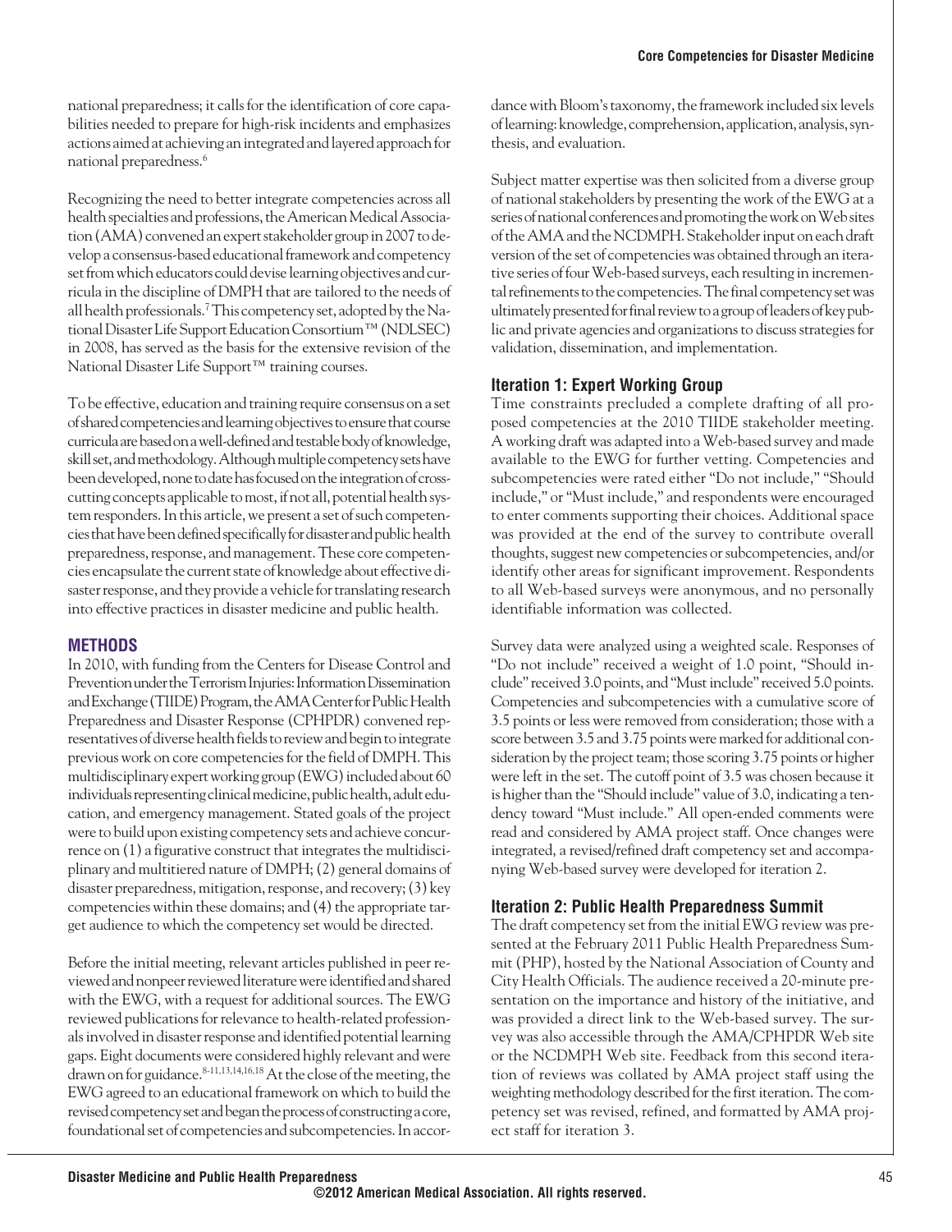national preparedness; it calls for the identification of core capabilities needed to prepare for high-risk incidents and emphasizes actions aimed at achieving an integrated and layered approach for national preparedness.[6]

Recognizing the need to better integrate competencies across all health specialties and professions, the American Medical Association (AMA) convened an expert stakeholder group in 2007 to develop a consensus-based educational framework and competency set from which educators could devise learning objectives and curricula in the discipline of DMPH that are tailored to the needs of all health professionals.[7] This competency set, adopted by the National Disaster Life Support Education Consortium™ (NDLSEC) in 2008, has served as the basis for the extensive revision of the National Disaster Life Support™ training courses.

To be effective, education and training require consensus on a set of shared competencies and learning objectives to ensure that course curricula are based on a well-defined and testable body of knowledge, skill set, and methodology. Although multiple competency sets have been developed, none to date has focused on the integration of cross-cutting concepts applicable to most, if not all, potential health system responders. In this article, we present a set of such competencies that have been defined specifically for disaster and public health preparedness, response, and management. These core competencies encapsulate the current state of knowledge about effective disaster response, and they provide a vehicle for translating research into effective practices in disaster medicine and public health.

## METHODS

In 2010, with funding from the Centers for Disease Control and Prevention under the Terrorism Injuries: Information Dissemination and Exchange (TIIDE) Program, the AMA Center for Public Health Preparedness and Disaster Response (CPHPDR) convened representatives of diverse health fields to review and begin to integrate previous work on core competencies for the field of DMPH. This multidisciplinary expert working group (EWG) included about 60 individuals representing clinical medicine, public health, adult education, and emergency management. Stated goals of the project were to build upon existing competency sets and achieve concurrence on (1) a figurative construct that integrates the multidisciplinary and multitiered nature of DMPH; (2) general domains of disaster preparedness, mitigation, response, and recovery; (3) key competencies within these domains; and (4) the appropriate target audience to which the competency set would be directed.

Before the initial meeting, relevant articles published in peer reviewed and nonpeer reviewed literature were identified and shared with the EWG, with a request for additional sources. The EWG reviewed publications for relevance to health-related professionals involved in disaster response and identified potential learning gaps. Eight documents were considered highly relevant and were drawn on for guidance.[8-11,13,14,16,18] At the close of the meeting, the EWG agreed to an educational framework on which to build the revised competency set and began the process of constructing a core, foundational set of competencies and subcompetencies. In accordance with Bloom's taxonomy, the framework included six levels of learning: knowledge, comprehension, application, analysis, synthesis, and evaluation.

Subject matter expertise was then solicited from a diverse group of national stakeholders by presenting the work of the EWG at a series of national conferences and promoting the work on Web sites of the AMA and the NCDMPH. Stakeholder input on each draft version of the set of competencies was obtained through an iterative series of four Web-based surveys, each resulting in incremental refinements to the competencies. The final competency set was ultimately presented for final review to a group of leaders of key public and private agencies and organizations to discuss strategies for validation, dissemination, and implementation.

### Iteration 1: Expert Working Group

Time constraints precluded a complete drafting of all proposed competencies at the 2010 TIIDE stakeholder meeting. A working draft was adapted into a Web-based survey and made available to the EWG for further vetting. Competencies and subcompetencies were rated either "Do not include," "Should include," or "Must include," and respondents were encouraged to enter comments supporting their choices. Additional space was provided at the end of the survey to contribute overall thoughts, suggest new competencies or subcompetencies, and/or identify other areas for significant improvement. Respondents to all Web-based surveys were anonymous, and no personally identifiable information was collected.

Survey data were analyzed using a weighted scale. Responses of "Do not include" received a weight of 1.0 point, "Should include" received 3.0 points, and "Must include" received 5.0 points. Competencies and subcompetencies with a cumulative score of 3.5 points or less were removed from consideration; those with a score between 3.5 and 3.75 points were marked for additional consideration by the project team; those scoring 3.75 points or higher were left in the set. The cutoff point of 3.5 was chosen because it is higher than the "Should include" value of 3.0, indicating a tendency toward "Must include." All open-ended comments were read and considered by AMA project staff. Once changes were integrated, a revised/refined draft competency set and accompanying Web-based survey were developed for iteration 2.

### Iteration 2: Public Health Preparedness Summit

The draft competency set from the initial EWG review was presented at the February 2011 Public Health Preparedness Summit (PHP), hosted by the National Association of County and City Health Officials. The audience received a 20-minute presentation on the importance and history of the initiative, and was provided a direct link to the Web-based survey. The survey was also accessible through the AMA/CPHPDR Web site or the NCDMPH Web site. Feedback from this second iteration of reviews was collated by AMA project staff using the weighting methodology described for the first iteration. The competency set was revised, refined, and formatted by AMA project staff for iteration 3.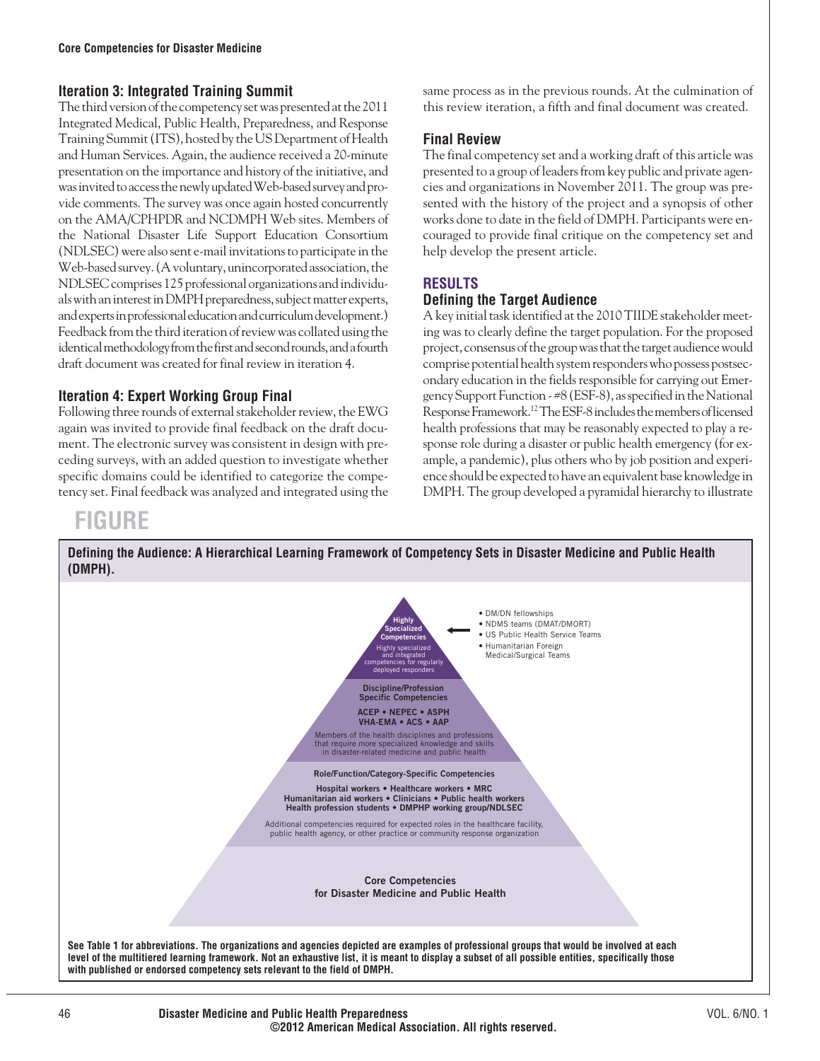### Iteration 3: Integrated Training Summit

The third version of the competency set was presented at the 2011 Integrated Medical, Public Health, Preparedness, and Response Training Summit (ITS), hosted by the US Department of Health and Human Services. Again, the audience received a 20-minute presentation on the importance and history of the initiative, and was invited to access the newly updated Web-based survey and provide comments. The survey was once again hosted concurrently on the AMA/CPHPDR and NCDMPH Web sites. Members of the National Disaster Life Support Education Consortium (NDLSEC) were also sent e-mail invitations to participate in the Web-based survey. (A voluntary, unincorporated association, the NDLSEC comprises 125 professional organizations and individuals with an interest in DMPH preparedness, subject matter experts, and experts in professional education and curriculum development.) Feedback from the third iteration of review was collated using the identical methodology from the first and second rounds, and a fourth draft document was created for final review in iteration 4.

### Iteration 4: Expert Working Group Final

Following three rounds of external stakeholder review, the EWG again was invited to provide final feedback on the draft document. The electronic survey was consistent in design with preceding surveys, with an added question to investigate whether specific domains could be identified to categorize the competency set. Final feedback was analyzed and integrated using the same process as in the previous rounds. At the culmination of this review iteration, a fifth and final document was created.

### Final Review

The final competency set and a working draft of this article was presented to a group of leaders from key public and private agencies and organizations in November 2011. The group was presented with the history of the project and a synopsis of other works done to date in the field of DMPH. Participants were encouraged to provide final critique on the competency set and help develop the present article.

## RESULTS

### Defining the Target Audience

A key initial task identified at the 2010 TIIDE stakeholder meeting was to clearly define the target population. For the proposed project, consensus of the group was that the target audience would comprise potential health system responders who possess postsecondary education in the fields responsible for carrying out Emergency Support Function - #8 (ESF-8), as specified in the National Response Framework.[12] The ESF-8 includes the members of licensed health professions that may be reasonably expected to play a response role during a disaster or public health emergency (for example, a pandemic), plus others who by job position and experience should be expected to have an equivalent base knowledge in DMPH. The group developed a pyramidal hierarchy to illustrate

## FIGURE

**Defining the Audience: A Hierarchical Learning Framework of Competency Sets in Disaster Medicine and Public Health (DMPH).**

**Highly Specialized Competencies**
Highly specialized and integrated competencies for regularly deployed responders

- DM/DN fellowships
- NDMS teams (DMAT/DMORT)
- US Public Health Service Teams
- Humanitarian Foreign Medical/Surgical Teams

**Discipline/Profession Specific Competencies**
**ACEP • NEPEC • ASPH**
**VHA-EMA • ACS • AAP**
Members of the health disciplines and professions that require more specialized knowledge and skills in disaster-related medicine and public health

**Role/Function/Category-Specific Competencies**
**Hospital workers • Healthcare workers • MRC**
**Humanitarian aid workers • Clinicians • Public health workers**
**Health profession students • DMPHP working group/NDLSEC**
Additional competencies required for expected roles in the healthcare facility, public health agency, or other practice or community response organization

**Core Competencies for Disaster Medicine and Public Health**

**See Table 1 for abbreviations. The organizations and agencies depicted are examples of professional groups that would be involved at each level of the multitiered learning framework. Not an exhaustive list, it is meant to display a subset of all possible entities, specifically those with published or endorsed competency sets relevant to the field of DMPH.**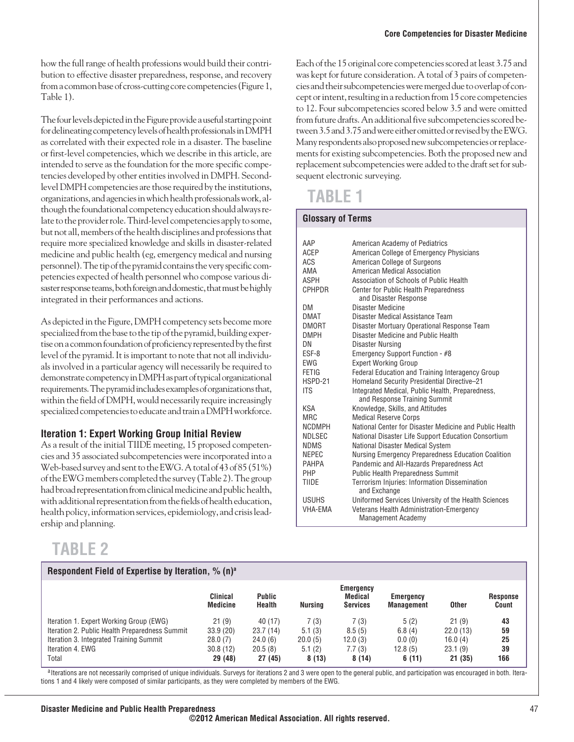how the full range of health professions would build their contribution to effective disaster preparedness, response, and recovery from a common base of cross-cutting core competencies (Figure 1, Table 1).

The four levels depicted in the Figure provide a useful starting point for delineating competency levels of health professionals in DMPH as correlated with their expected role in a disaster. The baseline or first-level competencies, which we describe in this article, are intended to serve as the foundation for the more specific competencies developed by other entities involved in DMPH. Second-level DMPH competencies are those required by the institutions, organizations, and agencies in which health professionals work, although the foundational competency education should always relate to the provider role. Third-level competencies apply to some, but not all, members of the health disciplines and professions that require more specialized knowledge and skills in disaster-related medicine and public health (eg, emergency medical and nursing personnel). The tip of the pyramid contains the very specific competencies expected of health personnel who compose various disaster response teams, both foreign and domestic, that must be highly integrated in their performances and actions.

As depicted in the Figure, DMPH competency sets become more specialized from the base to the tip of the pyramid, building expertise on a common foundation of proficiency represented by the first level of the pyramid. It is important to note that not all individuals involved in a particular agency will necessarily be required to demonstrate competency in DMPH as part of typical organizational requirements. The pyramid includes examples of organizations that, within the field of DMPH, would necessarily require increasingly specialized competencies to educate and train a DMPH workforce.

### Iteration 1: Expert Working Group Initial Review

As a result of the initial TIIDE meeting, 15 proposed competencies and 35 associated subcompetencies were incorporated into a Web-based survey and sent to the EWG. A total of 43 of 85 (51%) of the EWG members completed the survey (Table 2). The group had broad representation from clinical medicine and public health, with additional representation from the fields of health education, health policy, information services, epidemiology, and crisis leadership and planning.

Each of the 15 original core competencies scored at least 3.75 and was kept for future consideration. A total of 3 pairs of competencies and their subcompetencies were merged due to overlap of concept or intent, resulting in a reduction from 15 core competencies to 12. Four subcompetencies scored below 3.5 and were omitted from future drafts. An additional five subcompetencies scored between 3.5 and 3.75 and were either omitted or revised by the EWG. Many respondents also proposed new subcompetencies or replacements for existing subcompetencies. Both the proposed new and replacement subcompetencies were added to the draft set for subsequent electronic surveying.

## TABLE 1

**Glossary of Terms**

| | |
|---|---|
| AAP | American Academy of Pediatrics |
| ACEP | American College of Emergency Physicians |
| ACS | American College of Surgeons |
| AMA | American Medical Association |
| ASPH | Association of Schools of Public Health |
| CPHPDR | Center for Public Health Preparedness and Disaster Response |
| DM | Disaster Medicine |
| DMAT | Disaster Medical Assistance Team |
| DMORT | Disaster Mortuary Operational Response Team |
| DMPH | Disaster Medicine and Public Health |
| DN | Disaster Nursing |
| ESF-8 | Emergency Support Function - #8 |
| EWG | Expert Working Group |
| FETIG | Federal Education and Training Interagency Group |
| HSPD-21 | Homeland Security Presidential Directive–21 |
| ITS | Integrated Medical, Public Health, Preparedness, and Response Training Summit |
| KSA | Knowledge, Skills, and Attitudes |
| MRC | Medical Reserve Corps |
| NCDMPH | National Center for Disaster Medicine and Public Health |
| NDLSEC | National Disaster Life Support Education Consortium |
| NDMS | National Disaster Medical System |
| NEPEC | Nursing Emergency Preparedness Education Coalition |
| PAHPA | Pandemic and All-Hazards Preparedness Act |
| PHP | Public Health Preparedness Summit |
| TIIDE | Terrorism Injuries: Information Dissemination and Exchange |
| USUHS | Uniformed Services University of the Health Sciences |
| VHA-EMA | Veterans Health Administration-Emergency Management Academy |

## TABLE 2

**Respondent Field of Expertise by Iteration, % (n)[a]**

| | Clinical Medicine | Public Health | Nursing | Emergency Medical Services | Emergency Management | Other | Response Count |
|---|---|---|---|---|---|---|---|
| Iteration 1. Expert Working Group (EWG) | 21 (9) | 40 (17) | 7 (3) | 7 (3) | 5 (2) | 21 (9) | **43** |
| Iteration 2. Public Health Preparedness Summit | 33.9 (20) | 23.7 (14) | 5.1 (3) | 8.5 (5) | 6.8 (4) | 22.0 (13) | **59** |
| Iteration 3. Integrated Training Summit | 28.0 (7) | 24.0 (6) | 20.0 (5) | 12.0 (3) | 0.0 (0) | 16.0 (4) | **25** |
| Iteration 4. EWG | 30.8 (12) | 20.5 (8) | 5.1 (2) | 7.7 (3) | 12.8 (5) | 23.1 (9) | **39** |
| Total | **29 (48)** | **27 (45)** | **8 (13)** | **8 (14)** | **6 (11)** | **21 (35)** | **166** |

[a]Iterations are not necessarily comprised of unique individuals. Surveys for iterations 2 and 3 were open to the general public, and participation was encouraged in both. Iterations 1 and 4 likely were composed of similar participants, as they were completed by members of the EWG.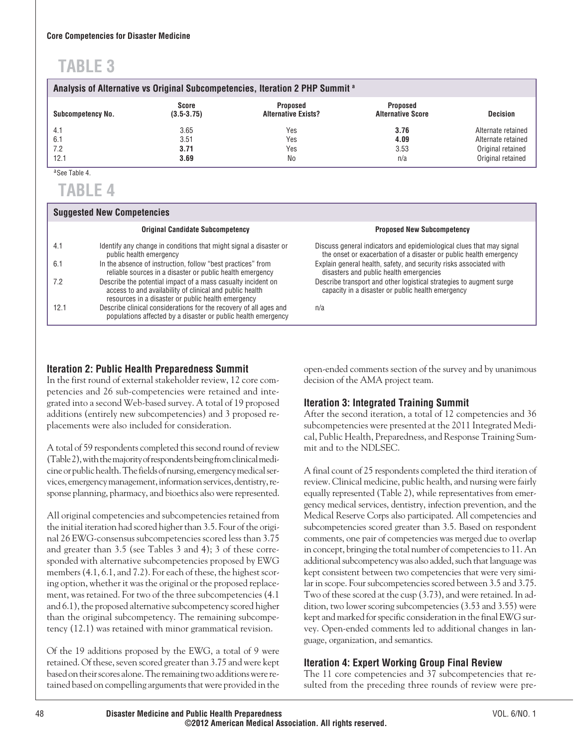## TABLE 3

**Analysis of Alternative vs Original Subcompetencies, Iteration 2 PHP Summit [a]**

| Subcompetency No. | Score (3.5-3.75) | Proposed Alternative Exists? | Proposed Alternative Score | Decision |
|---|---|---|---|---|
| 4.1 | 3.65 | Yes | **3.76** | Alternate retained |
| 6.1 | 3.51 | Yes | **4.09** | Alternate retained |
| 7.2 | **3.71** | Yes | 3.53 | Original retained |
| 12.1 | **3.69** | No | n/a | Original retained |

[a] See Table 4.

## TABLE 4

**Suggested New Competencies**

| | Original Candidate Subcompetency | Proposed New Subcompetency |
|---|---|---|
| 4.1 | Identify any change in conditions that might signal a disaster or public health emergency | Discuss general indicators and epidemiological clues that may signal the onset or exacerbation of a disaster or public health emergency |
| 6.1 | In the absence of instruction, follow "best practices" from reliable sources in a disaster or public health emergency | Explain general health, safety, and security risks associated with disasters and public health emergencies |
| 7.2 | Describe the potential impact of a mass casualty incident on access to and availability of clinical and public health resources in a disaster or public health emergency | Describe transport and other logistical strategies to augment surge capacity in a disaster or public health emergency |
| 12.1 | Describe clinical considerations for the recovery of all ages and populations affected by a disaster or public health emergency | n/a |

### Iteration 2: Public Health Preparedness Summit

In the first round of external stakeholder review, 12 core competencies and 26 sub-competencies were retained and integrated into a second Web-based survey. A total of 19 proposed additions (entirely new subcompetencies) and 3 proposed replacements were also included for consideration.

A total of 59 respondents completed this second round of review (Table 2), with the majority of respondents being from clinical medicine or public health. The fields of nursing, emergency medical services, emergency management, information services, dentistry, response planning, pharmacy, and bioethics also were represented.

All original competencies and subcompetencies retained from the initial iteration had scored higher than 3.5. Four of the original 26 EWG-consensus subcompetencies scored less than 3.75 and greater than 3.5 (see Tables 3 and 4); 3 of these corresponded with alternative subcompetencies proposed by EWG members (4.1, 6.1, and 7.2). For each of these, the highest scoring option, whether it was the original or the proposed replacement, was retained. For two of the three subcompetencies (4.1 and 6.1), the proposed alternative subcompetency scored higher than the original subcompetency. The remaining subcompetency (12.1) was retained with minor grammatical revision.

Of the 19 additions proposed by the EWG, a total of 9 were retained. Of these, seven scored greater than 3.75 and were kept based on their scores alone. The remaining two additions were retained based on compelling arguments that were provided in the open-ended comments section of the survey and by unanimous decision of the AMA project team.

### Iteration 3: Integrated Training Summit

After the second iteration, a total of 12 competencies and 36 subcompetencies were presented at the 2011 Integrated Medical, Public Health, Preparedness, and Response Training Summit and to the NDLSEC.

A final count of 25 respondents completed the third iteration of review. Clinical medicine, public health, and nursing were fairly equally represented (Table 2), while representatives from emergency medical services, dentistry, infection prevention, and the Medical Reserve Corps also participated. All competencies and subcompetencies scored greater than 3.5. Based on respondent comments, one pair of competencies was merged due to overlap in concept, bringing the total number of competencies to 11. An additional subcompetency was also added, such that language was kept consistent between two competencies that were very similar in scope. Four subcompetencies scored between 3.5 and 3.75. Two of these scored at the cusp (3.73), and were retained. In addition, two lower scoring subcompetencies (3.53 and 3.55) were kept and marked for specific consideration in the final EWG survey. Open-ended comments led to additional changes in language, organization, and semantics.

### Iteration 4: Expert Working Group Final Review

The 11 core competencies and 37 subcompetencies that resulted from the preceding three rounds of review were pre-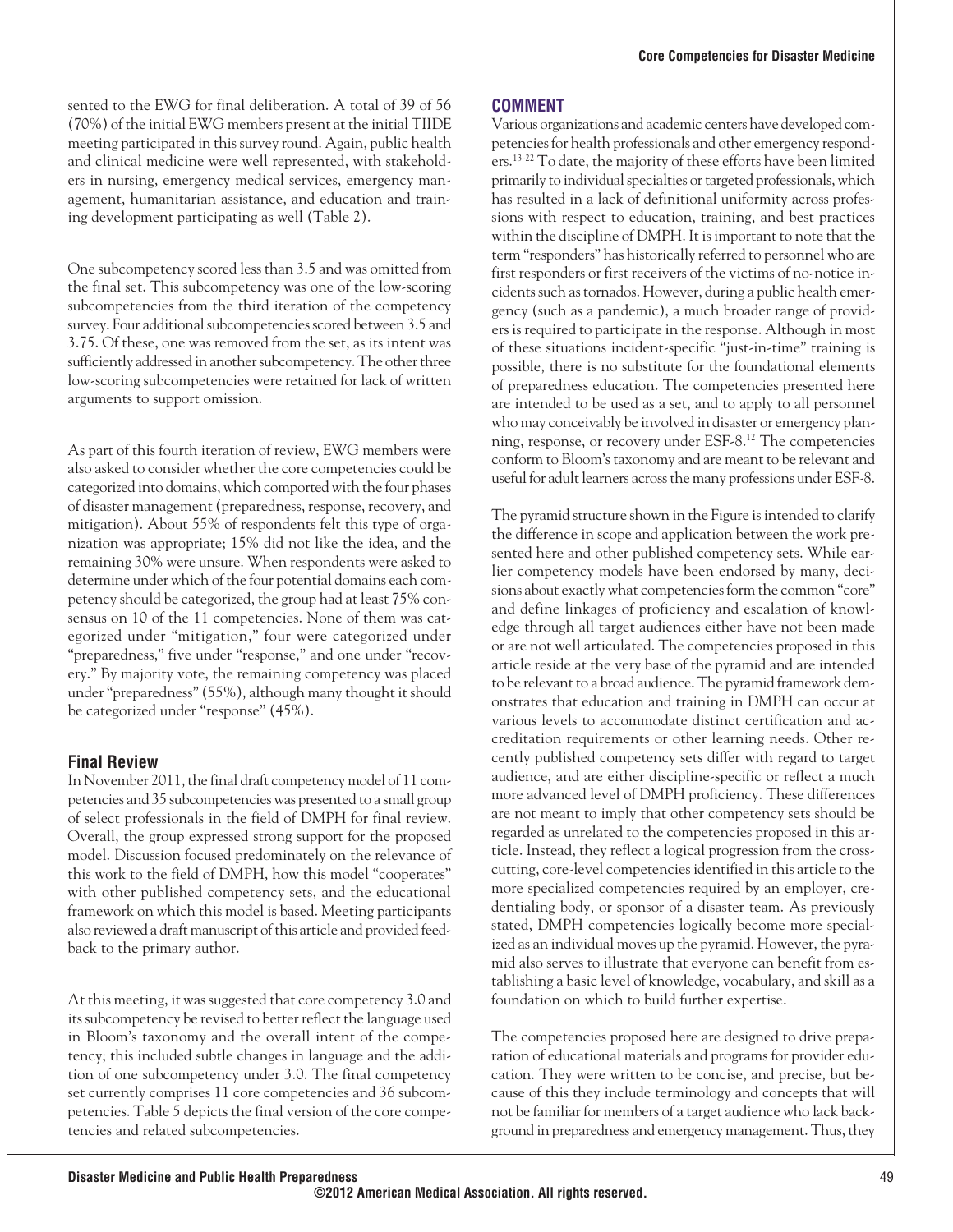sented to the EWG for final deliberation. A total of 39 of 56 (70%) of the initial EWG members present at the initial TIIDE meeting participated in this survey round. Again, public health and clinical medicine were well represented, with stakeholders in nursing, emergency medical services, emergency management, humanitarian assistance, and education and training development participating as well (Table 2).

One subcompetency scored less than 3.5 and was omitted from the final set. This subcompetency was one of the low-scoring subcompetencies from the third iteration of the competency survey. Four additional subcompetencies scored between 3.5 and 3.75. Of these, one was removed from the set, as its intent was sufficiently addressed in another subcompetency. The other three low-scoring subcompetencies were retained for lack of written arguments to support omission.

As part of this fourth iteration of review, EWG members were also asked to consider whether the core competencies could be categorized into domains, which comported with the four phases of disaster management (preparedness, response, recovery, and mitigation). About 55% of respondents felt this type of organization was appropriate; 15% did not like the idea, and the remaining 30% were unsure. When respondents were asked to determine under which of the four potential domains each competency should be categorized, the group had at least 75% consensus on 10 of the 11 competencies. None of them was categorized under "mitigation," four were categorized under "preparedness," five under "response," and one under "recovery." By majority vote, the remaining competency was placed under "preparedness" (55%), although many thought it should be categorized under "response" (45%).

### Final Review

In November 2011, the final draft competency model of 11 competencies and 35 subcompetencies was presented to a small group of select professionals in the field of DMPH for final review. Overall, the group expressed strong support for the proposed model. Discussion focused predominately on the relevance of this work to the field of DMPH, how this model "cooperates" with other published competency sets, and the educational framework on which this model is based. Meeting participants also reviewed a draft manuscript of this article and provided feedback to the primary author.

At this meeting, it was suggested that core competency 3.0 and its subcompetency be revised to better reflect the language used in Bloom's taxonomy and the overall intent of the competency; this included subtle changes in language and the addition of one subcompetency under 3.0. The final competency set currently comprises 11 core competencies and 36 subcompetencies. Table 5 depicts the final version of the core competencies and related subcompetencies.

## COMMENT

Various organizations and academic centers have developed competencies for health professionals and other emergency responders.[13-22] To date, the majority of these efforts have been limited primarily to individual specialties or targeted professionals, which has resulted in a lack of definitional uniformity across professions with respect to education, training, and best practices within the discipline of DMPH. It is important to note that the term "responders" has historically referred to personnel who are first responders or first receivers of the victims of no-notice incidents such as tornados. However, during a public health emergency (such as a pandemic), a much broader range of providers is required to participate in the response. Although in most of these situations incident-specific "just-in-time" training is possible, there is no substitute for the foundational elements of preparedness education. The competencies presented here are intended to be used as a set, and to apply to all personnel who may conceivably be involved in disaster or emergency planning, response, or recovery under ESF-8.[12] The competencies conform to Bloom's taxonomy and are meant to be relevant and useful for adult learners across the many professions under ESF-8.

The pyramid structure shown in the Figure is intended to clarify the difference in scope and application between the work presented here and other published competency sets. While earlier competency models have been endorsed by many, decisions about exactly what competencies form the common "core" and define linkages of proficiency and escalation of knowledge through all target audiences either have not been made or are not well articulated. The competencies proposed in this article reside at the very base of the pyramid and are intended to be relevant to a broad audience. The pyramid framework demonstrates that education and training in DMPH can occur at various levels to accommodate distinct certification and accreditation requirements or other learning needs. Other recently published competency sets differ with regard to target audience, and are either discipline-specific or reflect a much more advanced level of DMPH proficiency. These differences are not meant to imply that other competency sets should be regarded as unrelated to the competencies proposed in this article. Instead, they reflect a logical progression from the cross-cutting, core-level competencies identified in this article to the more specialized competencies required by an employer, credentialing body, or sponsor of a disaster team. As previously stated, DMPH competencies logically become more specialized as an individual moves up the pyramid. However, the pyramid also serves to illustrate that everyone can benefit from establishing a basic level of knowledge, vocabulary, and skill as a foundation on which to build further expertise.

The competencies proposed here are designed to drive preparation of educational materials and programs for provider education. They were written to be concise, and precise, but because of this they include terminology and concepts that will not be familiar for members of a target audience who lack background in preparedness and emergency management. Thus, they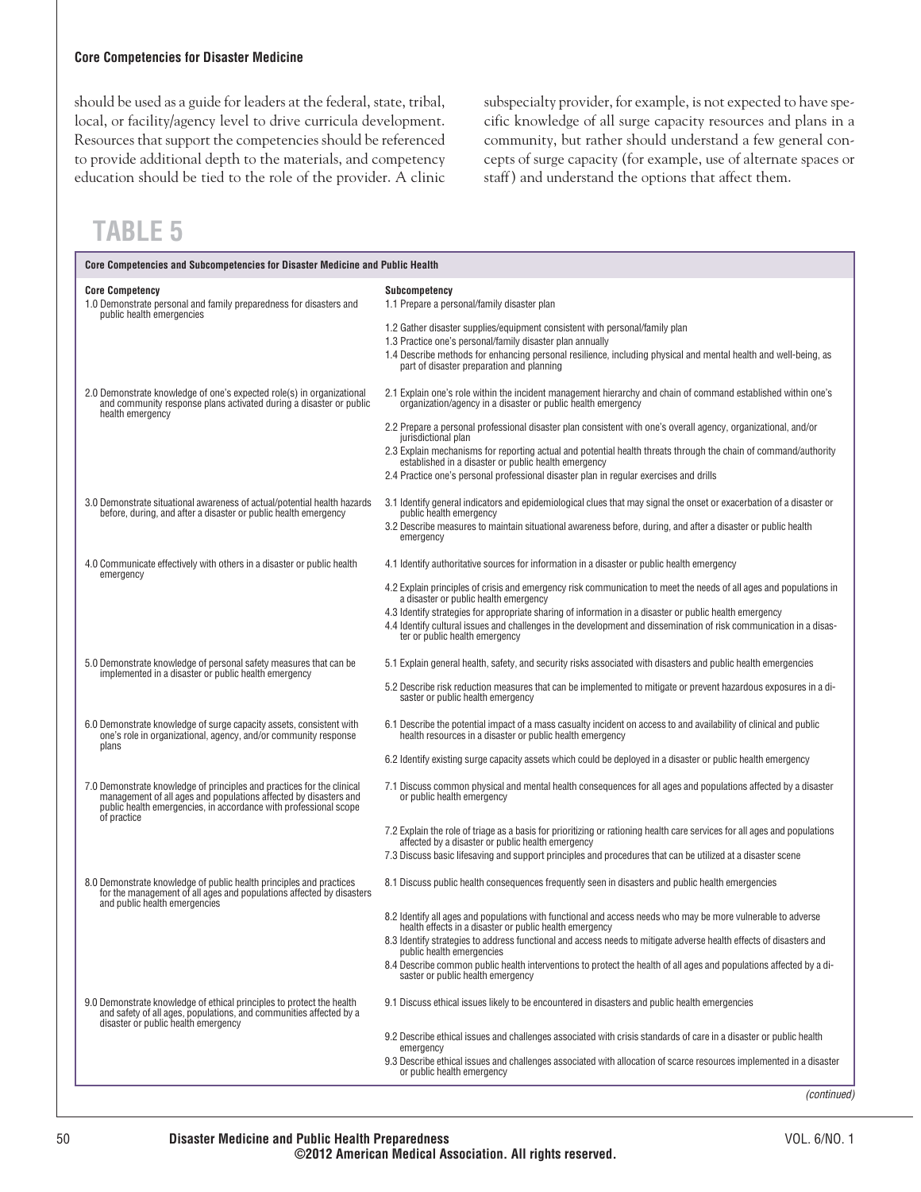should be used as a guide for leaders at the federal, state, tribal, local, or facility/agency level to drive curricula development. Resources that support the competencies should be referenced to provide additional depth to the materials, and competency education should be tied to the role of the provider. A clinic subspecialty provider, for example, is not expected to have specific knowledge of all surge capacity resources and plans in a community, but rather should understand a few general concepts of surge capacity (for example, use of alternate spaces or staff) and understand the options that affect them.

## TABLE 5

**Core Competencies and Subcompetencies for Disaster Medicine and Public Health**

| Core Competency | Subcompetency |
|---|---|
| 1.0 Demonstrate personal and family preparedness for disasters and public health emergencies | 1.1 Prepare a personal/family disaster plan |
| | 1.2 Gather disaster supplies/equipment consistent with personal/family plan |
| | 1.3 Practice one's personal/family disaster plan annually |
| | 1.4 Describe methods for enhancing personal resilience, including physical and mental health and well-being, as part of disaster preparation and planning |
| 2.0 Demonstrate knowledge of one's expected role(s) in organizational and community response plans activated during a disaster or public health emergency | 2.1 Explain one's role within the incident management hierarchy and chain of command established within one's organization/agency in a disaster or public health emergency |
| | 2.2 Prepare a personal professional disaster plan consistent with one's overall agency, organizational, and/or jurisdictional plan |
| | 2.3 Explain mechanisms for reporting actual and potential health threats through the chain of command/authority established in a disaster or public health emergency |
| | 2.4 Practice one's personal professional disaster plan in regular exercises and drills |
| 3.0 Demonstrate situational awareness of actual/potential health hazards before, during, and after a disaster or public health emergency | 3.1 Identify general indicators and epidemiological clues that may signal the onset or exacerbation of a disaster or public health emergency |
| | 3.2 Describe measures to maintain situational awareness before, during, and after a disaster or public health emergency |
| 4.0 Communicate effectively with others in a disaster or public health emergency | 4.1 Identify authoritative sources for information in a disaster or public health emergency |
| | 4.2 Explain principles of crisis and emergency risk communication to meet the needs of all ages and populations in a disaster or public health emergency |
| | 4.3 Identify strategies for appropriate sharing of information in a disaster or public health emergency |
| | 4.4 Identify cultural issues and challenges in the development and dissemination of risk communication in a disaster or public health emergency |
| 5.0 Demonstrate knowledge of personal safety measures that can be implemented in a disaster or public health emergency | 5.1 Explain general health, safety, and security risks associated with disasters and public health emergencies |
| | 5.2 Describe risk reduction measures that can be implemented to mitigate or prevent hazardous exposures in a disaster or public health emergency |
| 6.0 Demonstrate knowledge of surge capacity assets, consistent with one's role in organizational, agency, and/or community response plans | 6.1 Describe the potential impact of a mass casualty incident on access to and availability of clinical and public health resources in a disaster or public health emergency |
| | 6.2 Identify existing surge capacity assets which could be deployed in a disaster or public health emergency |
| 7.0 Demonstrate knowledge of principles and practices for the clinical management of all ages and populations affected by disasters and public health emergencies, in accordance with professional scope of practice | 7.1 Discuss common physical and mental health consequences for all ages and populations affected by a disaster or public health emergency |
| | 7.2 Explain the role of triage as a basis for prioritizing or rationing health care services for all ages and populations affected by a disaster or public health emergency |
| | 7.3 Discuss basic lifesaving and support principles and procedures that can be utilized at a disaster scene |
| 8.0 Demonstrate knowledge of public health principles and practices for the management of all ages and populations affected by disasters and public health emergencies | 8.1 Discuss public health consequences frequently seen in disasters and public health emergencies |
| | 8.2 Identify all ages and populations with functional and access needs who may be more vulnerable to adverse health effects in a disaster or public health emergency |
| | 8.3 Identify strategies to address functional and access needs to mitigate adverse health effects of disasters and public health emergencies |
| | 8.4 Describe common public health interventions to protect the health of all ages and populations affected by a disaster or public health emergency |
| 9.0 Demonstrate knowledge of ethical principles to protect the health and safety of all ages, populations, and communities affected by a disaster or public health emergency | 9.1 Discuss ethical issues likely to be encountered in disasters and public health emergencies |
| | 9.2 Describe ethical issues and challenges associated with crisis standards of care in a disaster or public health emergency |
| | 9.3 Describe ethical issues and challenges associated with allocation of scarce resources implemented in a disaster or public health emergency |

*(continued)*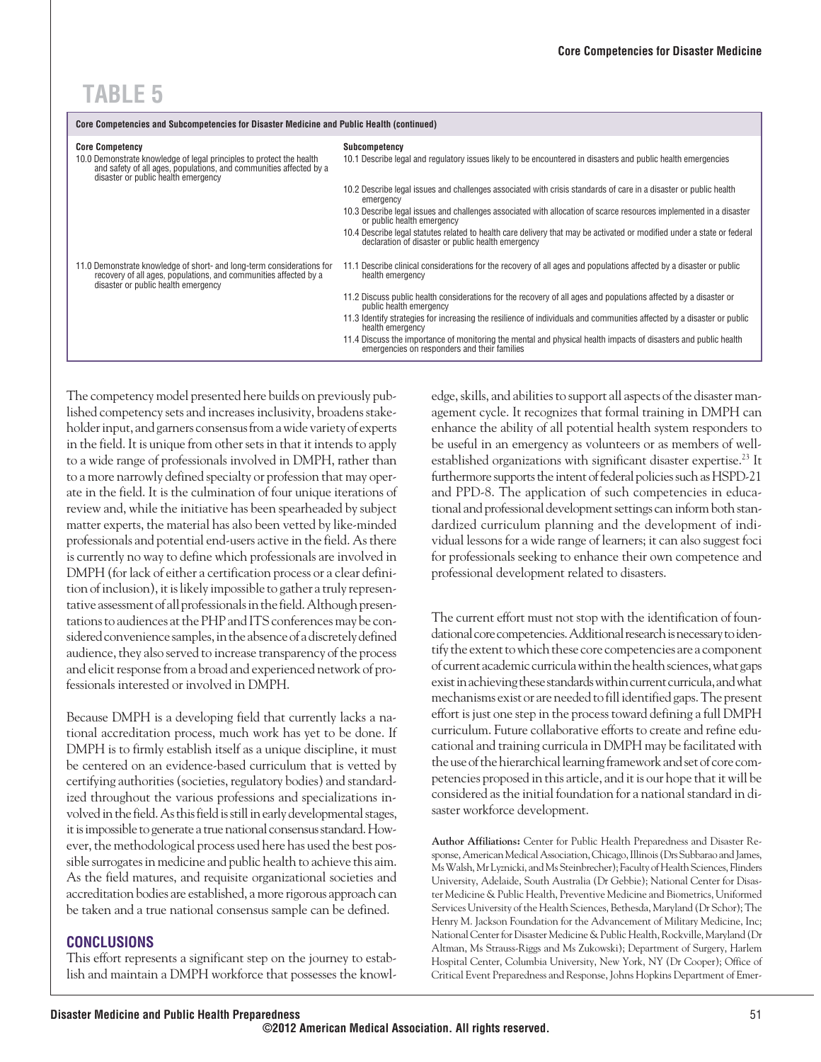# TABLE 5

**Core Competencies and Subcompetencies for Disaster Medicine and Public Health (continued)**

| Core Competency | Subcompetency |
|---|---|
| 10.0 Demonstrate knowledge of legal principles to protect the health and safety of all ages, populations, and communities affected by a disaster or public health emergency | 10.1 Describe legal and regulatory issues likely to be encountered in disasters and public health emergencies |
| | 10.2 Describe legal issues and challenges associated with crisis standards of care in a disaster or public health emergency |
| | 10.3 Describe legal issues and challenges associated with allocation of scarce resources implemented in a disaster or public health emergency |
| | 10.4 Describe legal statutes related to health care delivery that may be activated or modified under a state or federal declaration of disaster or public health emergency |
| 11.0 Demonstrate knowledge of short- and long-term considerations for recovery of all ages, populations, and communities affected by a disaster or public health emergency | 11.1 Describe clinical considerations for the recovery of all ages and populations affected by a disaster or public health emergency |
| | 11.2 Discuss public health considerations for the recovery of all ages and populations affected by a disaster or public health emergency |
| | 11.3 Identify strategies for increasing the resilience of individuals and communities affected by a disaster or public health emergency |
| | 11.4 Discuss the importance of monitoring the mental and physical health impacts of disasters and public health emergencies on responders and their families |

The competency model presented here builds on previously published competency sets and increases inclusivity, broadens stakeholder input, and garners consensus from a wide variety of experts in the field. It is unique from other sets in that it intends to apply to a wide range of professionals involved in DMPH, rather than to a more narrowly defined specialty or profession that may operate in the field. It is the culmination of four unique iterations of review and, while the initiative has been spearheaded by subject matter experts, the material has also been vetted by like-minded professionals and potential end-users active in the field. As there is currently no way to define which professionals are involved in DMPH (for lack of either a certification process or a clear definition of inclusion), it is likely impossible to gather a truly representative assessment of all professionals in the field. Although presentations to audiences at the PHP and ITS conferences may be considered convenience samples, in the absence of a discretely defined audience, they also served to increase transparency of the process and elicit response from a broad and experienced network of professionals interested or involved in DMPH.

Because DMPH is a developing field that currently lacks a national accreditation process, much work has yet to be done. If DMPH is to firmly establish itself as a unique discipline, it must be centered on an evidence-based curriculum that is vetted by certifying authorities (societies, regulatory bodies) and standardized throughout the various professions and specializations involved in the field. As this field is still in early developmental stages, it is impossible to generate a true national consensus standard. However, the methodological process used here has used the best possible surrogates in medicine and public health to achieve this aim. As the field matures, and requisite organizational societies and accreditation bodies are established, a more rigorous approach can be taken and a true national consensus sample can be defined.

## CONCLUSIONS

This effort represents a significant step on the journey to establish and maintain a DMPH workforce that possesses the knowledge, skills, and abilities to support all aspects of the disaster management cycle. It recognizes that formal training in DMPH can enhance the ability of all potential health system responders to be useful in an emergency as volunteers or as members of well-established organizations with significant disaster expertise.[23] It furthermore supports the intent of federal policies such as HSPD-21 and PPD-8. The application of such competencies in educational and professional development settings can inform both standardized curriculum planning and the development of individual lessons for a wide range of learners; it can also suggest foci for professionals seeking to enhance their own competence and professional development related to disasters.

The current effort must not stop with the identification of foundational core competencies. Additional research is necessary to identify the extent to which these core competencies are a component of current academic curricula within the health sciences, what gaps exist in achieving these standards within current curricula, and what mechanisms exist or are needed to fill identified gaps. The present effort is just one step in the process toward defining a full DMPH curriculum. Future collaborative efforts to create and refine educational and training curricula in DMPH may be facilitated with the use of the hierarchical learning framework and set of core competencies proposed in this article, and it is our hope that it will be considered as the initial foundation for a national standard in disaster workforce development.

**Author Affiliations:** Center for Public Health Preparedness and Disaster Response, American Medical Association, Chicago, Illinois (Drs Subbarao and James, Ms Walsh, Mr Lyznicki, and Ms Steinbrecher); Faculty of Health Sciences, Flinders University, Adelaide, South Australia (Dr Gebbie); National Center for Disaster Medicine & Public Health, Preventive Medicine and Biometrics, Uniformed Services University of the Health Sciences, Bethesda, Maryland (Dr Schor); The Henry M. Jackson Foundation for the Advancement of Military Medicine, Inc; National Center for Disaster Medicine & Public Health, Rockville, Maryland (Dr Altman, Ms Strauss-Riggs and Ms Zukowski); Department of Surgery, Harlem Hospital Center, Columbia University, New York, NY (Dr Cooper); Office of Critical Event Preparedness and Response, Johns Hopkins Department of Emer-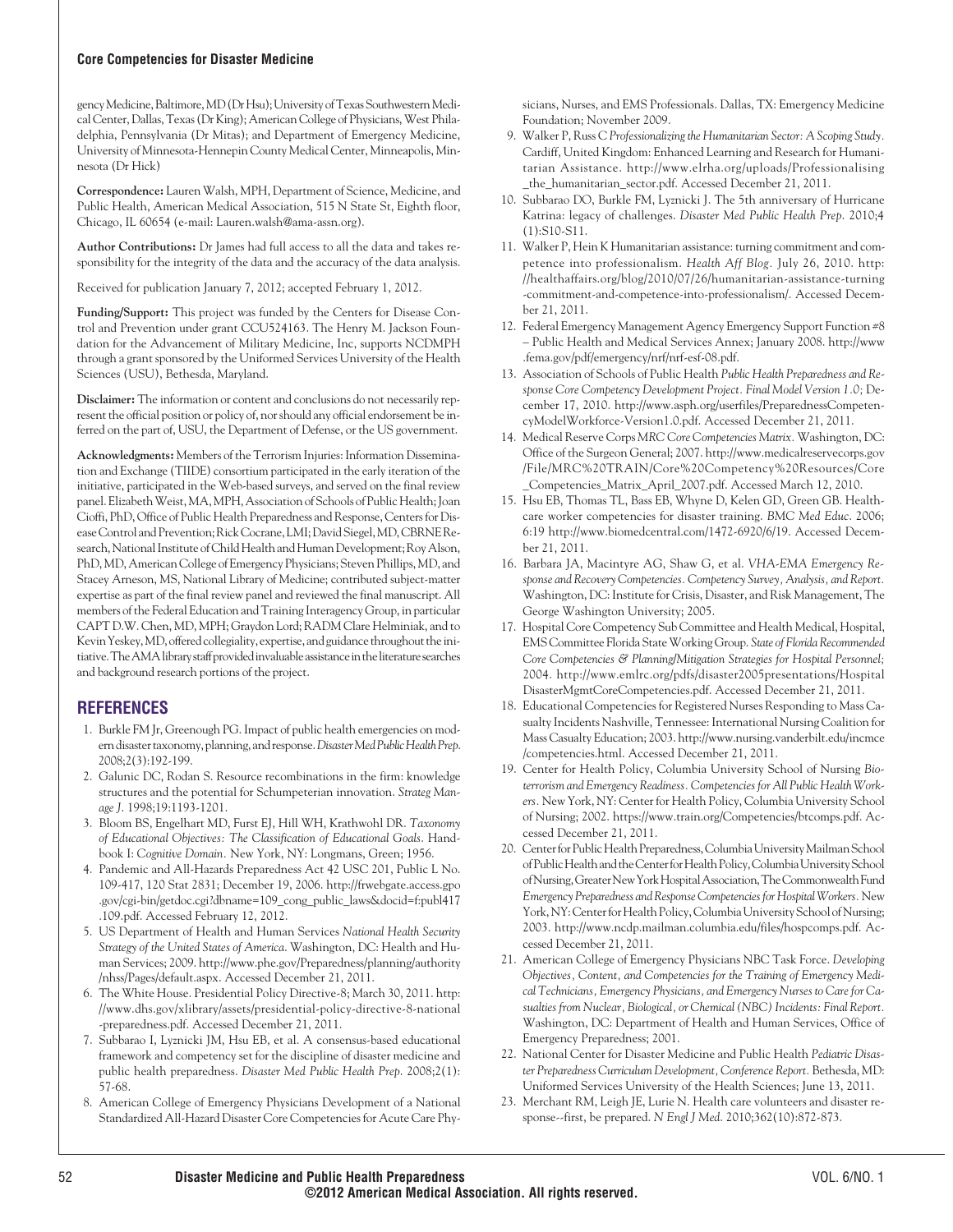gency Medicine, Baltimore, MD (Dr Hsu); University of Texas Southwestern Medical Center, Dallas, Texas (Dr King); American College of Physicians, West Philadelphia, Pennsylvania (Dr Mitas); and Department of Emergency Medicine, University of Minnesota-Hennepin County Medical Center, Minneapolis, Minnesota (Dr Hick)

**Correspondence:** Lauren Walsh, MPH, Department of Science, Medicine, and Public Health, American Medical Association, 515 N State St, Eighth floor, Chicago, IL 60654 (e-mail: Lauren.walsh@ama-assn.org).

**Author Contributions:** Dr James had full access to all the data and takes responsibility for the integrity of the data and the accuracy of the data analysis.

Received for publication January 7, 2012; accepted February 1, 2012.

**Funding/Support:** This project was funded by the Centers for Disease Control and Prevention under grant CCU524163. The Henry M. Jackson Foundation for the Advancement of Military Medicine, Inc, supports NCDMPH through a grant sponsored by the Uniformed Services University of the Health Sciences (USU), Bethesda, Maryland.

**Disclaimer:** The information or content and conclusions do not necessarily represent the official position or policy of, nor should any official endorsement be inferred on the part of, USU, the Department of Defense, or the US government.

**Acknowledgments:** Members of the Terrorism Injuries: Information Dissemination and Exchange (TIIDE) consortium participated in the early iteration of the initiative, participated in the Web-based surveys, and served on the final review panel. Elizabeth Weist, MA, MPH, Association of Schools of Public Health; Joan Cioffi, PhD, Office of Public Health Preparedness and Response, Centers for Disease Control and Prevention; Rick Cocrane, LMI; David Siegel, MD, CBRNE Research, National Institute of Child Health and Human Development; Roy Alson, PhD, MD, American College of Emergency Physicians; Steven Phillips, MD, and Stacey Arneson, MS, National Library of Medicine; contributed subject-matter expertise as part of the final review panel and reviewed the final manuscript. All members of the Federal Education and Training Interagency Group, in particular CAPT D.W. Chen, MD, MPH; Graydon Lord; RADM Clare Helminiak, and to Kevin Yeskey, MD, offered collegiality, expertise, and guidance throughout the initiative. The AMA library staff provided invaluable assistance in the literature searches and background research portions of the project.

## REFERENCES

1. Burkle FM Jr, Greenough PG. Impact of public health emergencies on modern disaster taxonomy, planning, and response. *Disaster Med Public Health Prep*. 2008;2(3):192-199.
2. Galunic DC, Rodan S. Resource recombinations in the firm: knowledge structures and the potential for Schumpeterian innovation. *Strateg Manage J*. 1998;19:1193-1201.
3. Bloom BS, Engelhart MD, Furst EJ, Hill WH, Krathwohl DR. *Taxonomy of Educational Objectives: The Classification of Educational Goals*. Handbook I: *Cognitive Domain*. New York, NY: Longmans, Green; 1956.
4. Pandemic and All-Hazards Preparedness Act 42 USC 201, Public L No. 109-417, 120 Stat 2831; December 19, 2006. http://frwebgate.access.gpo.gov/cgi-bin/getdoc.cgi?dbname=109_cong_public_laws&docid=f:publ417.109.pdf. Accessed February 12, 2012.
5. US Department of Health and Human Services *National Health Security Strategy of the United States of America*. Washington, DC: Health and Human Services; 2009. http://www.phe.gov/Preparedness/planning/authority/nhss/Pages/default.aspx. Accessed December 21, 2011.
6. The White House. Presidential Policy Directive-8; March 30, 2011. http://www.dhs.gov/xlibrary/assets/presidential-policy-directive-8-national-preparedness.pdf. Accessed December 21, 2011.
7. Subbarao I, Lyznicki JM, Hsu EB, et al. A consensus-based educational framework and competency set for the discipline of disaster medicine and public health preparedness. *Disaster Med Public Health Prep*. 2008;2(1):57-68.
8. American College of Emergency Physicians Development of a National Standardized All-Hazard Disaster Core Competencies for Acute Care Physicians, Nurses, and EMS Professionals. Dallas, TX: Emergency Medicine Foundation; November 2009.
9. Walker P, Russ C *Professionalizing the Humanitarian Sector: A Scoping Study*. Cardiff, United Kingdom: Enhanced Learning and Research for Humanitarian Assistance. http://www.elrha.org/uploads/Professionalising_the_humanitarian_sector.pdf. Accessed December 21, 2011.
10. Subbarao DO, Burkle FM, Lyznicki J. The 5th anniversary of Hurricane Katrina: legacy of challenges. *Disaster Med Public Health Prep*. 2010;4(1):S10-S11.
11. Walker P, Hein K Humanitarian assistance: turning commitment and competence into professionalism. *Health Aff Blog*. July 26, 2010. http://healthaffairs.org/blog/2010/07/26/humanitarian-assistance-turning-commitment-and-competence-into-professionalism/. Accessed December 21, 2011.
12. Federal Emergency Management Agency Emergency Support Function #8 – Public Health and Medical Services Annex; January 2008. http://www.fema.gov/pdf/emergency/nrf/nrf-esf-08.pdf.
13. Association of Schools of Public Health *Public Health Preparedness and Response Core Competency Development Project. Final Model Version 1.0;* December 17, 2010. http://www.asph.org/userfiles/PreparednessCompetencyModelWorkforce-Version1.0.pdf. Accessed December 21, 2011.
14. Medical Reserve Corps *MRC Core Competencies Matrix*. Washington, DC: Office of the Surgeon General; 2007. http://www.medicalreservecorps.gov/File/MRC%20TRAIN/Core%20Competency%20Resources/Core_Competencies_Matrix_April_2007.pdf. Accessed March 12, 2010.
15. Hsu EB, Thomas TL, Bass EB, Whyne D, Kelen GD, Green GB. Healthcare worker competencies for disaster training. *BMC Med Educ*. 2006; 6:19 http://www.biomedcentral.com/1472-6920/6/19. Accessed December 21, 2011.
16. Barbara JA, Macintyre AG, Shaw G, et al. *VHA-EMA Emergency Response and Recovery Competencies. Competency Survey, Analysis, and Report*. Washington, DC: Institute for Crisis, Disaster, and Risk Management, The George Washington University; 2005.
17. Hospital Core Competency Sub Committee and Health Medical, Hospital, EMS Committee Florida State Working Group. *State of Florida Recommended Core Competencies & Planning/Mitigation Strategies for Hospital Personnel;* 2004. http://www.emlrc.org/pdfs/disaster2005presentations/HospitalDisasterMgmtCoreCompetencies.pdf. Accessed December 21, 2011.
18. Educational Competencies for Registered Nurses Responding to Mass Casualty Incidents Nashville, Tennessee: International Nursing Coalition for Mass Casualty Education; 2003. http://www.nursing.vanderbilt.edu/incmce/competencies.html. Accessed December 21, 2011.
19. Center for Health Policy, Columbia University School of Nursing *Bioterrorism and Emergency Readiness. Competencies for All Public Health Workers*. New York, NY: Center for Health Policy, Columbia University School of Nursing; 2002. https://www.train.org/Competencies/btcomps.pdf. Accessed December 21, 2011.
20. Center for Public Health Preparedness, Columbia University Mailman School of Public Health and the Center for Health Policy, Columbia University School of Nursing, Greater New York Hospital Association, The Commonwealth Fund *Emergency Preparedness and Response Competencies for Hospital Workers*. New York, NY: Center for Health Policy, Columbia University School of Nursing; 2003. http://www.ncdp.mailman.columbia.edu/files/hospcomps.pdf. Accessed December 21, 2011.
21. American College of Emergency Physicians NBC Task Force. *Developing Objectives, Content, and Competencies for the Training of Emergency Medical Technicians, Emergency Physicians, and Emergency Nurses to Care for Casualties from Nuclear, Biological, or Chemical (NBC) Incidents: Final Report*. Washington, DC: Department of Health and Human Services, Office of Emergency Preparedness; 2001.
22. National Center for Disaster Medicine and Public Health *Pediatric Disaster Preparedness Curriculum Development, Conference Report*. Bethesda, MD: Uniformed Services University of the Health Sciences; June 13, 2011.
23. Merchant RM, Leigh JE, Lurie N. Health care volunteers and disaster response--first, be prepared. *N Engl J Med*. 2010;362(10):872-873.